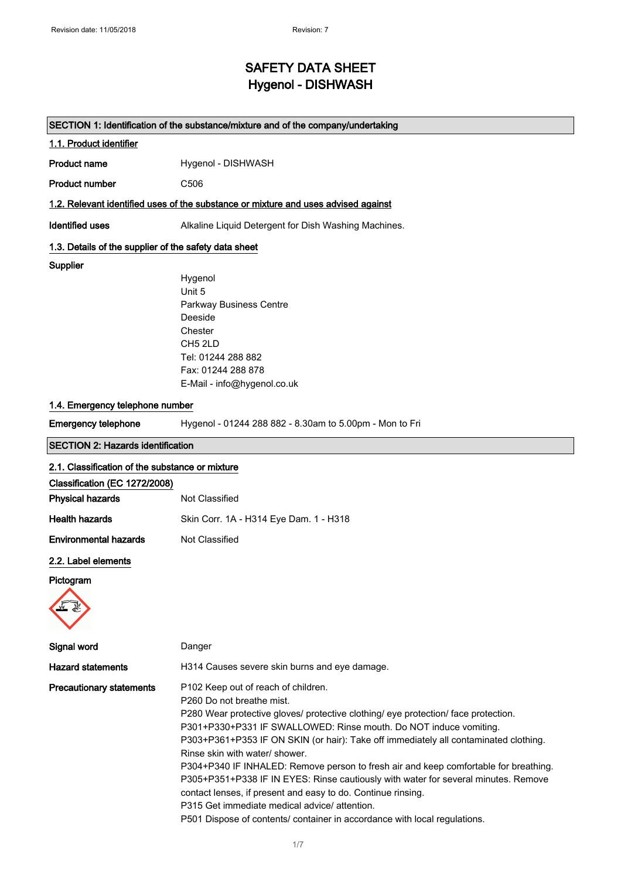Revision date: 11/05/2018 Revision: 7

# SAFETY DATA SHEET
# Hygenol - DISHWASH

## SECTION 1: Identification of the substance/mixture and of the company/undertaking

### 1.1. Product identifier

**Product name** Hygenol - DISHWASH

**Product number** C506

### 1.2. Relevant identified uses of the substance or mixture and uses advised against

**Identified uses** Alkaline Liquid Detergent for Dish Washing Machines.

### 1.3. Details of the supplier of the safety data sheet

**Supplier**

Hygenol
Unit 5
Parkway Business Centre
Deeside
Chester
CH5 2LD
Tel: 01244 288 882
Fax: 01244 288 878
E-Mail - info@hygenol.co.uk

### 1.4. Emergency telephone number

**Emergency telephone** Hygenol - 01244 288 882 - 8.30am to 5.00pm - Mon to Fri

## SECTION 2: Hazards identification

### 2.1. Classification of the substance or mixture

**Classification (EC 1272/2008)**

**Physical hazards** Not Classified

**Health hazards** Skin Corr. 1A - H314 Eye Dam. 1 - H318

**Environmental hazards** Not Classified

### 2.2. Label elements

**Pictogram**

**Signal word** Danger

**Hazard statements** H314 Causes severe skin burns and eye damage.

**Precautionary statements**

P102 Keep out of reach of children.
P260 Do not breathe mist.
P280 Wear protective gloves/ protective clothing/ eye protection/ face protection.
P301+P330+P331 IF SWALLOWED: Rinse mouth. Do NOT induce vomiting.
P303+P361+P353 IF ON SKIN (or hair): Take off immediately all contaminated clothing. Rinse skin with water/ shower.
P304+P340 IF INHALED: Remove person to fresh air and keep comfortable for breathing.
P305+P351+P338 IF IN EYES: Rinse cautiously with water for several minutes. Remove contact lenses, if present and easy to do. Continue rinsing.
P315 Get immediate medical advice/ attention.
P501 Dispose of contents/ container in accordance with local regulations.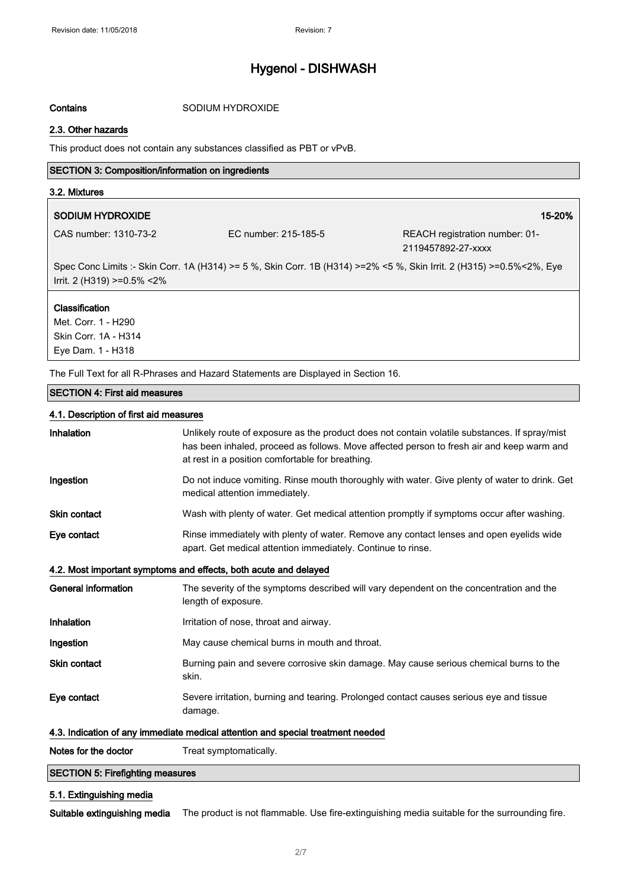**Contains** SODIUM HYDROXIDE

### 2.3. Other hazards

This product does not contain any substances classified as PBT or vPvB.

## SECTION 3: Composition/information on ingredients

### 3.2. Mixtures

**SODIUM HYDROXIDE** **15-20%**

CAS number: 1310-73-2 | EC number: 215-185-5 | REACH registration number: 01-2119457892-27-xxxx

Spec Conc Limits :- Skin Corr. 1A (H314) >= 5 %, Skin Corr. 1B (H314) >=2% <5 %, Skin Irrit. 2 (H315) >=0.5%<2%, Eye Irrit. 2 (H319) >=0.5% <2%

**Classification**

Met. Corr. 1 - H290
Skin Corr. 1A - H314
Eye Dam. 1 - H318

The Full Text for all R-Phrases and Hazard Statements are Displayed in Section 16.

## SECTION 4: First aid measures

### 4.1. Description of first aid measures

**Inhalation** Unlikely route of exposure as the product does not contain volatile substances. If spray/mist has been inhaled, proceed as follows. Move affected person to fresh air and keep warm and at rest in a position comfortable for breathing.

**Ingestion** Do not induce vomiting. Rinse mouth thoroughly with water. Give plenty of water to drink. Get medical attention immediately.

**Skin contact** Wash with plenty of water. Get medical attention promptly if symptoms occur after washing.

**Eye contact** Rinse immediately with plenty of water. Remove any contact lenses and open eyelids wide apart. Get medical attention immediately. Continue to rinse.

### 4.2. Most important symptoms and effects, both acute and delayed

**General information** The severity of the symptoms described will vary dependent on the concentration and the length of exposure.

**Inhalation** Irritation of nose, throat and airway.

**Ingestion** May cause chemical burns in mouth and throat.

**Skin contact** Burning pain and severe corrosive skin damage. May cause serious chemical burns to the skin.

**Eye contact** Severe irritation, burning and tearing. Prolonged contact causes serious eye and tissue damage.

### 4.3. Indication of any immediate medical attention and special treatment needed

**Notes for the doctor** Treat symptomatically.

## SECTION 5: Firefighting measures

### 5.1. Extinguishing media

**Suitable extinguishing media** The product is not flammable. Use fire-extinguishing media suitable for the surrounding fire.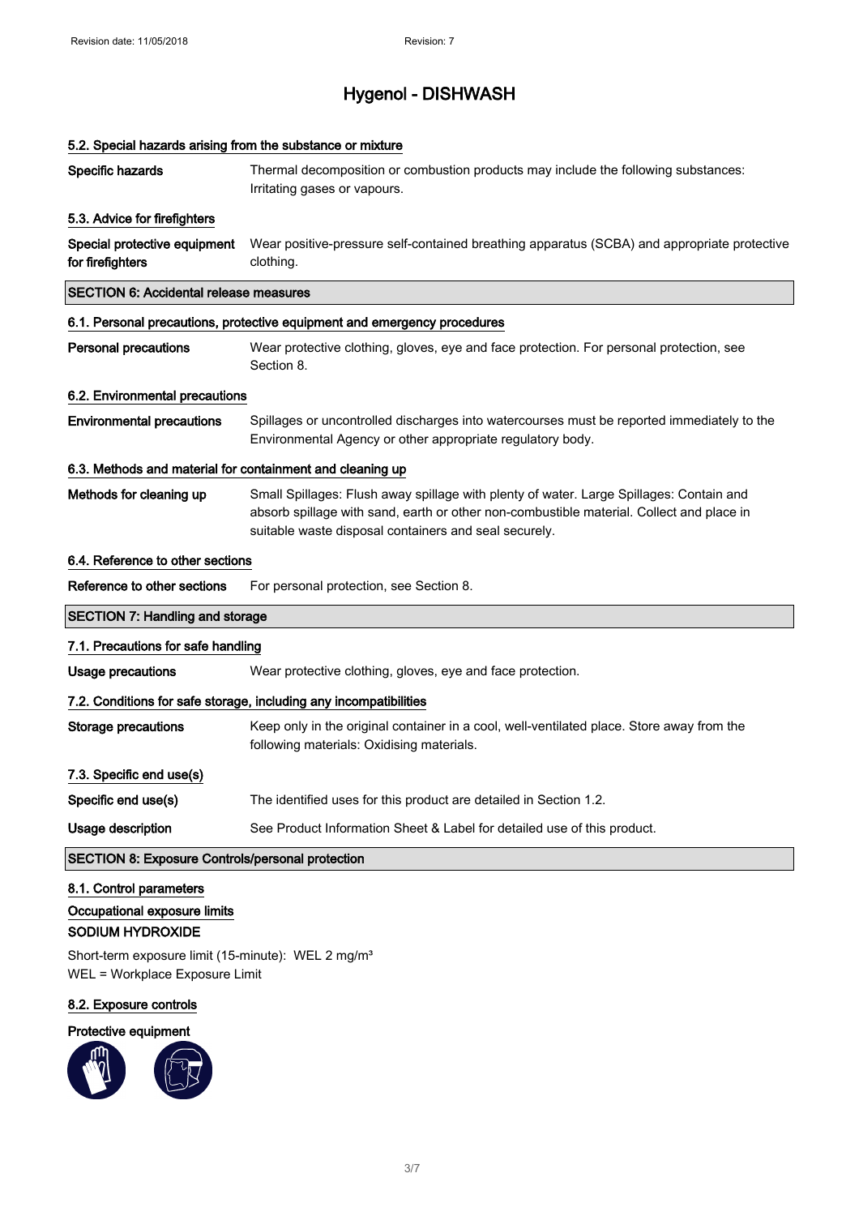# Hygenol - DISHWASH

### 5.2. Special hazards arising from the substance or mixture

**Specific hazards** Thermal decomposition or combustion products may include the following substances: Irritating gases or vapours.

### 5.3. Advice for firefighters

**Special protective equipment for firefighters** Wear positive-pressure self-contained breathing apparatus (SCBA) and appropriate protective clothing.

## SECTION 6: Accidental release measures

### 6.1. Personal precautions, protective equipment and emergency procedures

**Personal precautions** Wear protective clothing, gloves, eye and face protection. For personal protection, see Section 8.

### 6.2. Environmental precautions

**Environmental precautions** Spillages or uncontrolled discharges into watercourses must be reported immediately to the Environmental Agency or other appropriate regulatory body.

### 6.3. Methods and material for containment and cleaning up

**Methods for cleaning up** Small Spillages: Flush away spillage with plenty of water. Large Spillages: Contain and absorb spillage with sand, earth or other non-combustible material. Collect and place in suitable waste disposal containers and seal securely.

### 6.4. Reference to other sections

**Reference to other sections** For personal protection, see Section 8.

## SECTION 7: Handling and storage

### 7.1. Precautions for safe handling

**Usage precautions** Wear protective clothing, gloves, eye and face protection.

### 7.2. Conditions for safe storage, including any incompatibilities

**Storage precautions** Keep only in the original container in a cool, well-ventilated place. Store away from the following materials: Oxidising materials.

### 7.3. Specific end use(s)

**Specific end use(s)** The identified uses for this product are detailed in Section 1.2.

**Usage description** See Product Information Sheet & Label for detailed use of this product.

## SECTION 8: Exposure Controls/personal protection

### 8.1. Control parameters

**Occupational exposure limits**

**SODIUM HYDROXIDE**

Short-term exposure limit (15-minute): WEL 2 mg/m³
WEL = Workplace Exposure Limit

### 8.2. Exposure controls

**Protective equipment**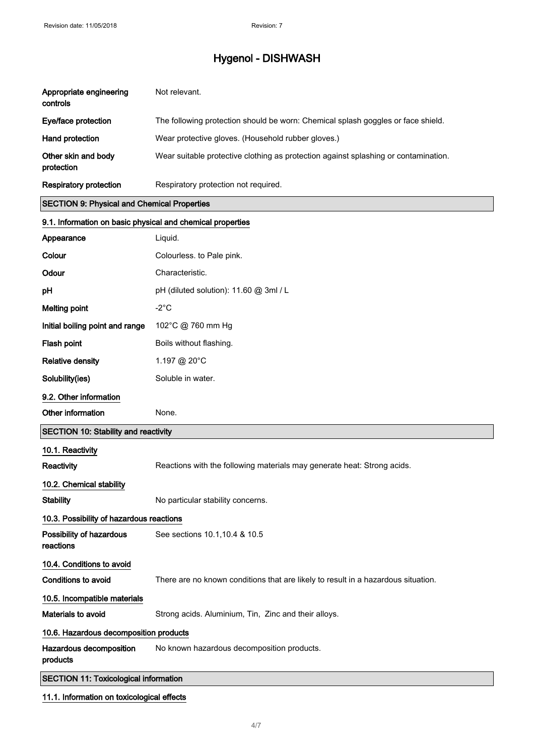| | |
|---|---|
| **Appropriate engineering controls** | Not relevant. |
| **Eye/face protection** | The following protection should be worn: Chemical splash goggles or face shield. |
| **Hand protection** | Wear protective gloves. (Household rubber gloves.) |
| **Other skin and body protection** | Wear suitable protective clothing as protection against splashing or contamination. |
| **Respiratory protection** | Respiratory protection not required. |

## SECTION 9: Physical and Chemical Properties

### 9.1. Information on basic physical and chemical properties

| | |
|---|---|
| **Appearance** | Liquid. |
| **Colour** | Colourless. to Pale pink. |
| **Odour** | Characteristic. |
| **pH** | pH (diluted solution): 11.60 @ 3ml / L |
| **Melting point** | -2°C |
| **Initial boiling point and range** | 102°C @ 760 mm Hg |
| **Flash point** | Boils without flashing. |
| **Relative density** | 1.197 @ 20°C |
| **Solubility(ies)** | Soluble in water. |

### 9.2. Other information

| | |
|---|---|
| **Other information** | None. |

## SECTION 10: Stability and reactivity

### 10.1. Reactivity

| | |
|---|---|
| **Reactivity** | Reactions with the following materials may generate heat: Strong acids. |

### 10.2. Chemical stability

| | |
|---|---|
| **Stability** | No particular stability concerns. |

### 10.3. Possibility of hazardous reactions

| | |
|---|---|
| **Possibility of hazardous reactions** | See sections 10.1,10.4 & 10.5 |

### 10.4. Conditions to avoid

| | |
|---|---|
| **Conditions to avoid** | There are no known conditions that are likely to result in a hazardous situation. |

### 10.5. Incompatible materials

| | |
|---|---|
| **Materials to avoid** | Strong acids. Aluminium, Tin, Zinc and their alloys. |

### 10.6. Hazardous decomposition products

| | |
|---|---|
| **Hazardous decomposition products** | No known hazardous decomposition products. |

## SECTION 11: Toxicological information

### 11.1. Information on toxicological effects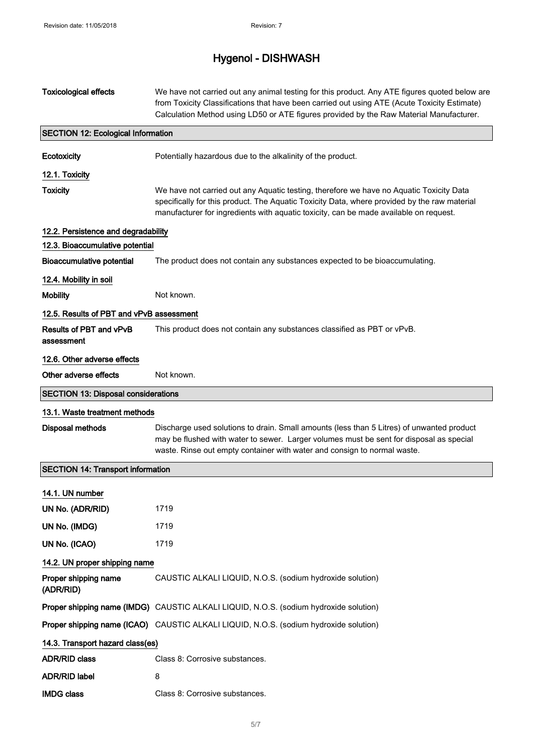# Hygenol - DISHWASH

| | |
|---|---|
| **Toxicological effects** | We have not carried out any animal testing for this product. Any ATE figures quoted below are from Toxicity Classifications that have been carried out using ATE (Acute Toxicity Estimate) Calculation Method using LD50 or ATE figures provided by the Raw Material Manufacturer. |

## SECTION 12: Ecological Information

| | |
|---|---|
| **Ecotoxicity** | Potentially hazardous due to the alkalinity of the product. |

### 12.1. Toxicity

| | |
|---|---|
| **Toxicity** | We have not carried out any Aquatic testing, therefore we have no Aquatic Toxicity Data specifically for this product. The Aquatic Toxicity Data, where provided by the raw material manufacturer for ingredients with aquatic toxicity, can be made available on request. |

### 12.2. Persistence and degradability

### 12.3. Bioaccumulative potential

| | |
|---|---|
| **Bioaccumulative potential** | The product does not contain any substances expected to be bioaccumulating. |

### 12.4. Mobility in soil

| | |
|---|---|
| **Mobility** | Not known. |

### 12.5. Results of PBT and vPvB assessment

| | |
|---|---|
| **Results of PBT and vPvB assessment** | This product does not contain any substances classified as PBT or vPvB. |

### 12.6. Other adverse effects

| | |
|---|---|
| **Other adverse effects** | Not known. |

## SECTION 13: Disposal considerations

### 13.1. Waste treatment methods

| | |
|---|---|
| **Disposal methods** | Discharge used solutions to drain. Small amounts (less than 5 Litres) of unwanted product may be flushed with water to sewer. Larger volumes must be sent for disposal as special waste. Rinse out empty container with water and consign to normal waste. |

## SECTION 14: Transport information

### 14.1. UN number

| | |
|---|---|
| **UN No. (ADR/RID)** | 1719 |
| **UN No. (IMDG)** | 1719 |
| **UN No. (ICAO)** | 1719 |

### 14.2. UN proper shipping name

| | |
|---|---|
| **Proper shipping name (ADR/RID)** | CAUSTIC ALKALI LIQUID, N.O.S. (sodium hydroxide solution) |
| **Proper shipping name (IMDG)** | CAUSTIC ALKALI LIQUID, N.O.S. (sodium hydroxide solution) |
| **Proper shipping name (ICAO)** | CAUSTIC ALKALI LIQUID, N.O.S. (sodium hydroxide solution) |

### 14.3. Transport hazard class(es)

| | |
|---|---|
| **ADR/RID class** | Class 8: Corrosive substances. |
| **ADR/RID label** | 8 |
| **IMDG class** | Class 8: Corrosive substances. |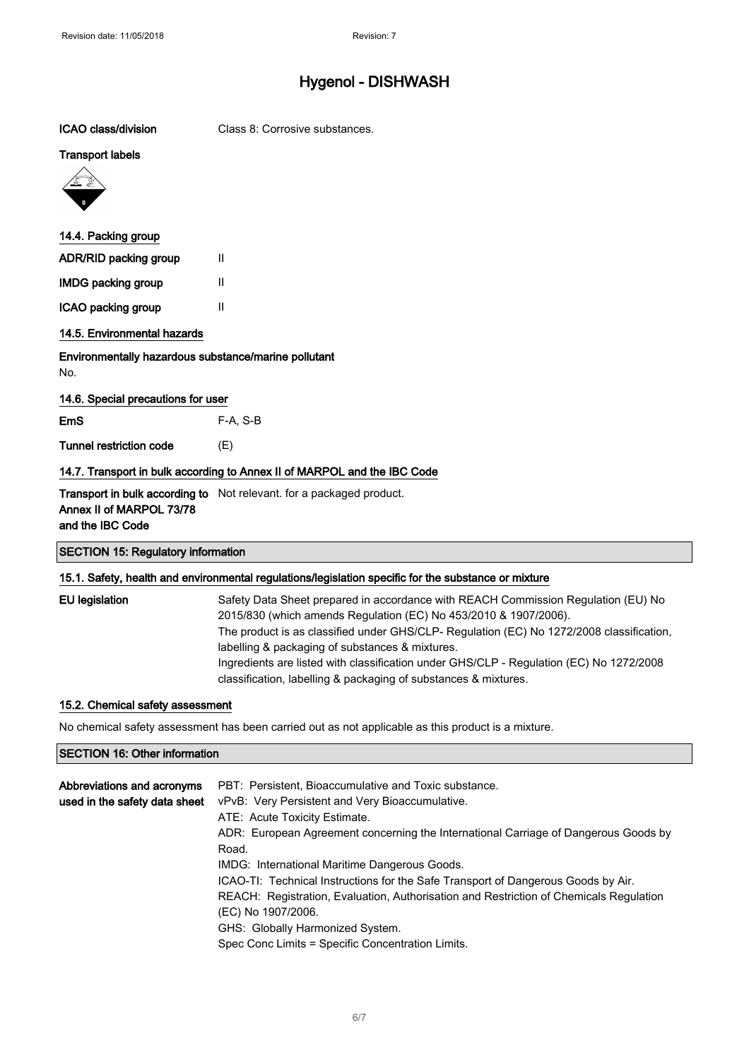| | |
|---|---|
| **ICAO class/division** | Class 8: Corrosive substances. |

**Transport labels**

## 14.4. Packing group

| | |
|---|---|
| **ADR/RID packing group** | II |
| **IMDG packing group** | II |
| **ICAO packing group** | II |

## 14.5. Environmental hazards

**Environmentally hazardous substance/marine pollutant**

No.

## 14.6. Special precautions for user

| | |
|---|---|
| **EmS** | F-A, S-B |
| **Tunnel restriction code** | (E) |

## 14.7. Transport in bulk according to Annex II of MARPOL and the IBC Code

| | |
|---|---|
| **Transport in bulk according to Annex II of MARPOL 73/78 and the IBC Code** | Not relevant. for a packaged product. |

# SECTION 15: Regulatory information

## 15.1. Safety, health and environmental regulations/legislation specific for the substance or mixture

**EU legislation**

Safety Data Sheet prepared in accordance with REACH Commission Regulation (EU) No 2015/830 (which amends Regulation (EC) No 453/2010 & 1907/2006).
The product is as classified under GHS/CLP- Regulation (EC) No 1272/2008 classification, labelling & packaging of substances & mixtures.
Ingredients are listed with classification under GHS/CLP - Regulation (EC) No 1272/2008 classification, labelling & packaging of substances & mixtures.

## 15.2. Chemical safety assessment

No chemical safety assessment has been carried out as not applicable as this product is a mixture.

# SECTION 16: Other information

**Abbreviations and acronyms used in the safety data sheet**

PBT: Persistent, Bioaccumulative and Toxic substance.
vPvB: Very Persistent and Very Bioaccumulative.
ATE: Acute Toxicity Estimate.
ADR: European Agreement concerning the International Carriage of Dangerous Goods by Road.
IMDG: International Maritime Dangerous Goods.
ICAO-TI: Technical Instructions for the Safe Transport of Dangerous Goods by Air.
REACH: Registration, Evaluation, Authorisation and Restriction of Chemicals Regulation (EC) No 1907/2006.
GHS: Globally Harmonized System.
Spec Conc Limits = Specific Concentration Limits.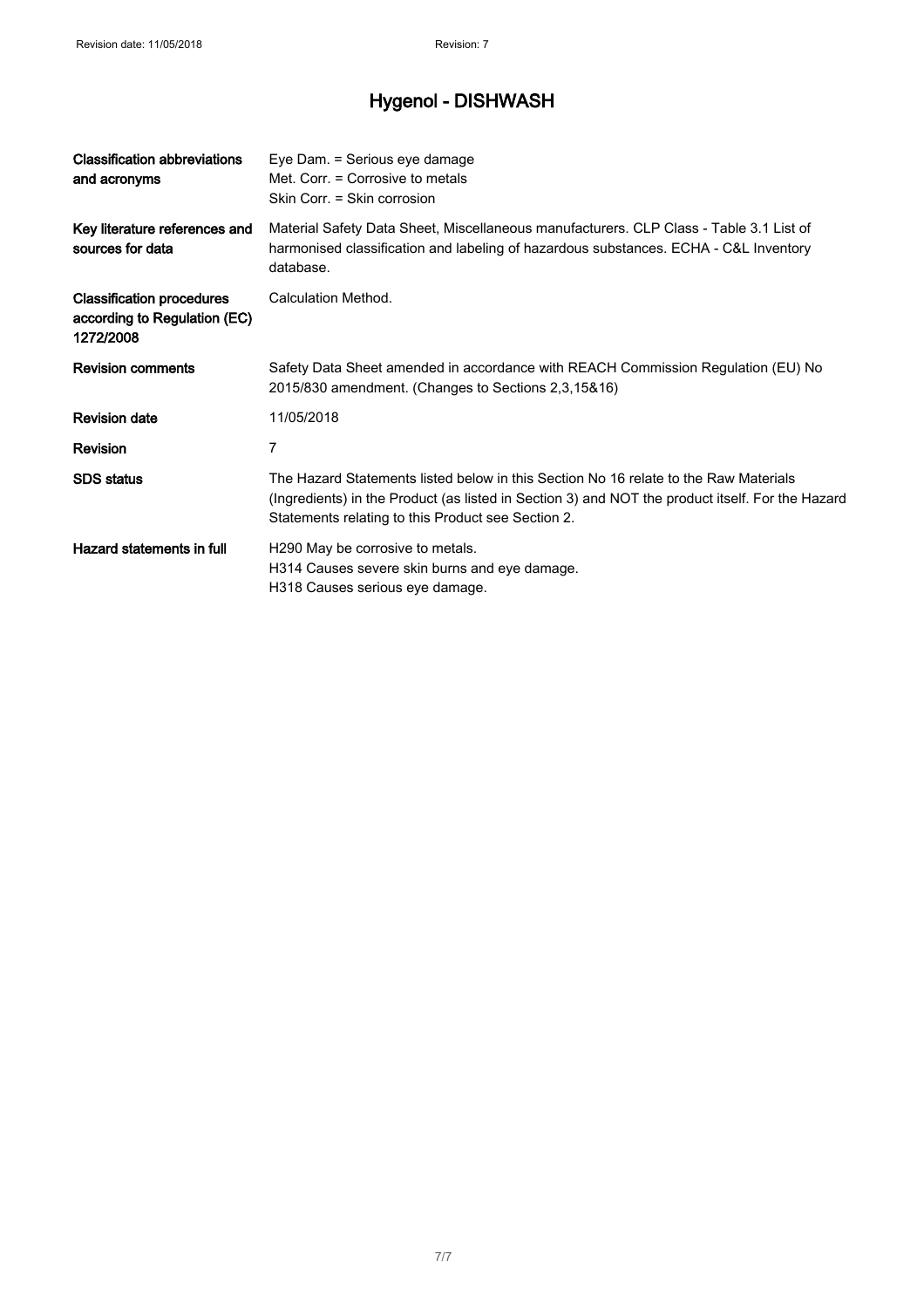# Hygenol - DISHWASH

| | |
|---|---|
| **Classification abbreviations and acronyms** | Eye Dam. = Serious eye damage<br>Met. Corr. = Corrosive to metals<br>Skin Corr. = Skin corrosion |
| **Key literature references and sources for data** | Material Safety Data Sheet, Miscellaneous manufacturers. CLP Class - Table 3.1 List of harmonised classification and labeling of hazardous substances. ECHA - C&L Inventory database. |
| **Classification procedures according to Regulation (EC) 1272/2008** | Calculation Method. |
| **Revision comments** | Safety Data Sheet amended in accordance with REACH Commission Regulation (EU) No 2015/830 amendment. (Changes to Sections 2,3,15&16) |
| **Revision date** | 11/05/2018 |
| **Revision** | 7 |
| **SDS status** | The Hazard Statements listed below in this Section No 16 relate to the Raw Materials (Ingredients) in the Product (as listed in Section 3) and NOT the product itself. For the Hazard Statements relating to this Product see Section 2. |
| **Hazard statements in full** | H290 May be corrosive to metals.<br>H314 Causes severe skin burns and eye damage.<br>H318 Causes serious eye damage. |